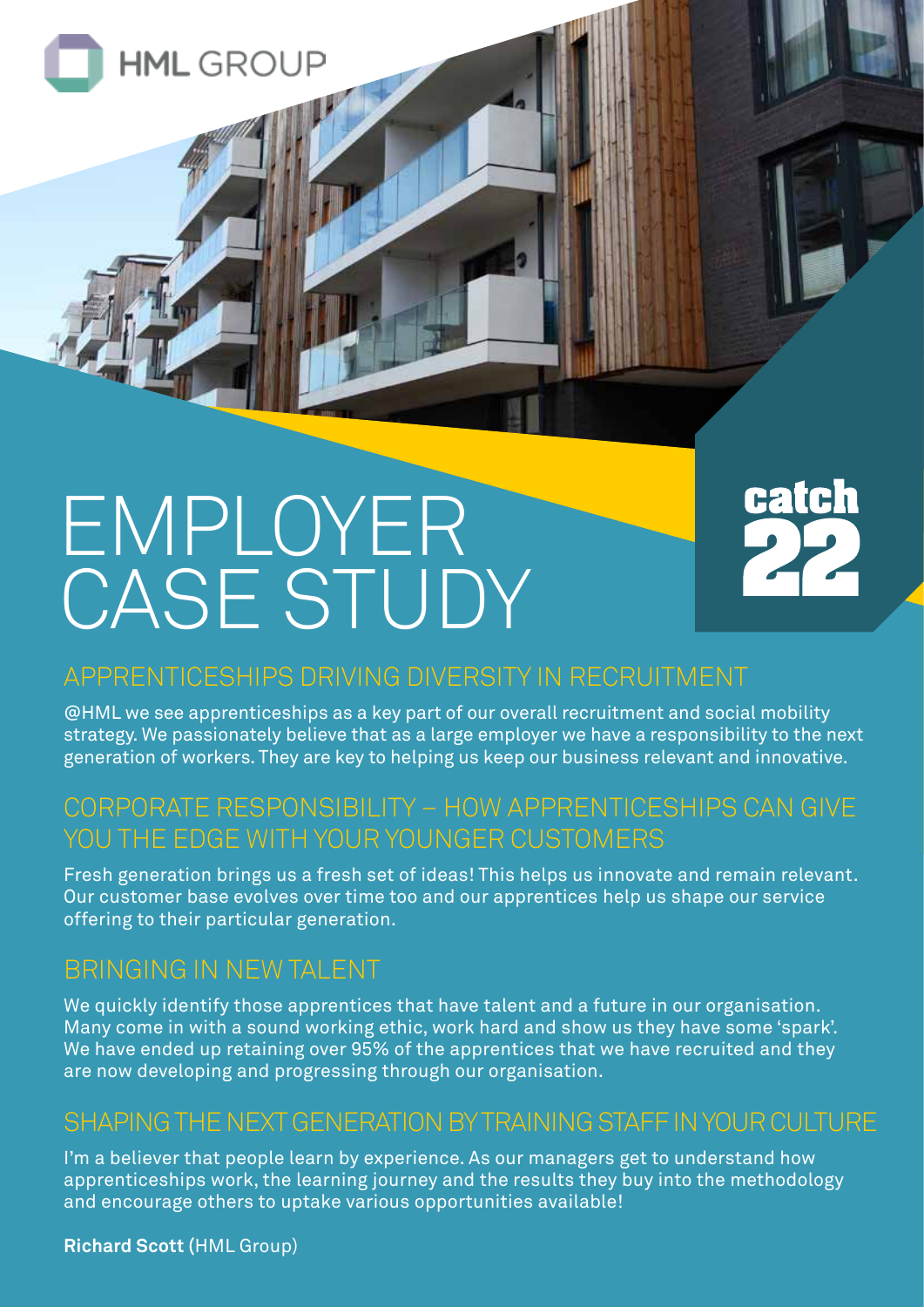HML GROUP

# EMPLOYER CASE STUDY

catch 22

## APPRENTICESHIPS DRIVING DIVERSITY IN RECRUITMENT

@HML we see apprenticeships as a key part of our overall recruitment and social mobility strategy. We passionately believe that as a large employer we have a responsibility to the next generation of workers. They are key to helping us keep our business relevant and innovative.

## CORPORATE RESPONSIBILITY – HOW APPRENTICESHIPS CAN GIVE YOU THE EDGE WITH YOUR YOUNGER CUSTOMERS

Fresh generation brings us a fresh set of ideas! This helps us innovate and remain relevant. Our customer base evolves over time too and our apprentices help us shape our service offering to their particular generation.

## BRINGING IN NEW TALENT

We quickly identify those apprentices that have talent and a future in our organisation. Many come in with a sound working ethic, work hard and show us they have some 'spark'. We have ended up retaining over 95% of the apprentices that we have recruited and they are now developing and progressing through our organisation.

## SHAPING THE NEXT GENERATION BY TRAINING STAFF IN YOUR CULTURE

I'm a believer that people learn by experience. As our managers get to understand how apprenticeships work, the learning journey and the results they buy into the methodology and encourage others to uptake various opportunities available!

**Richard Scott** (HML Group)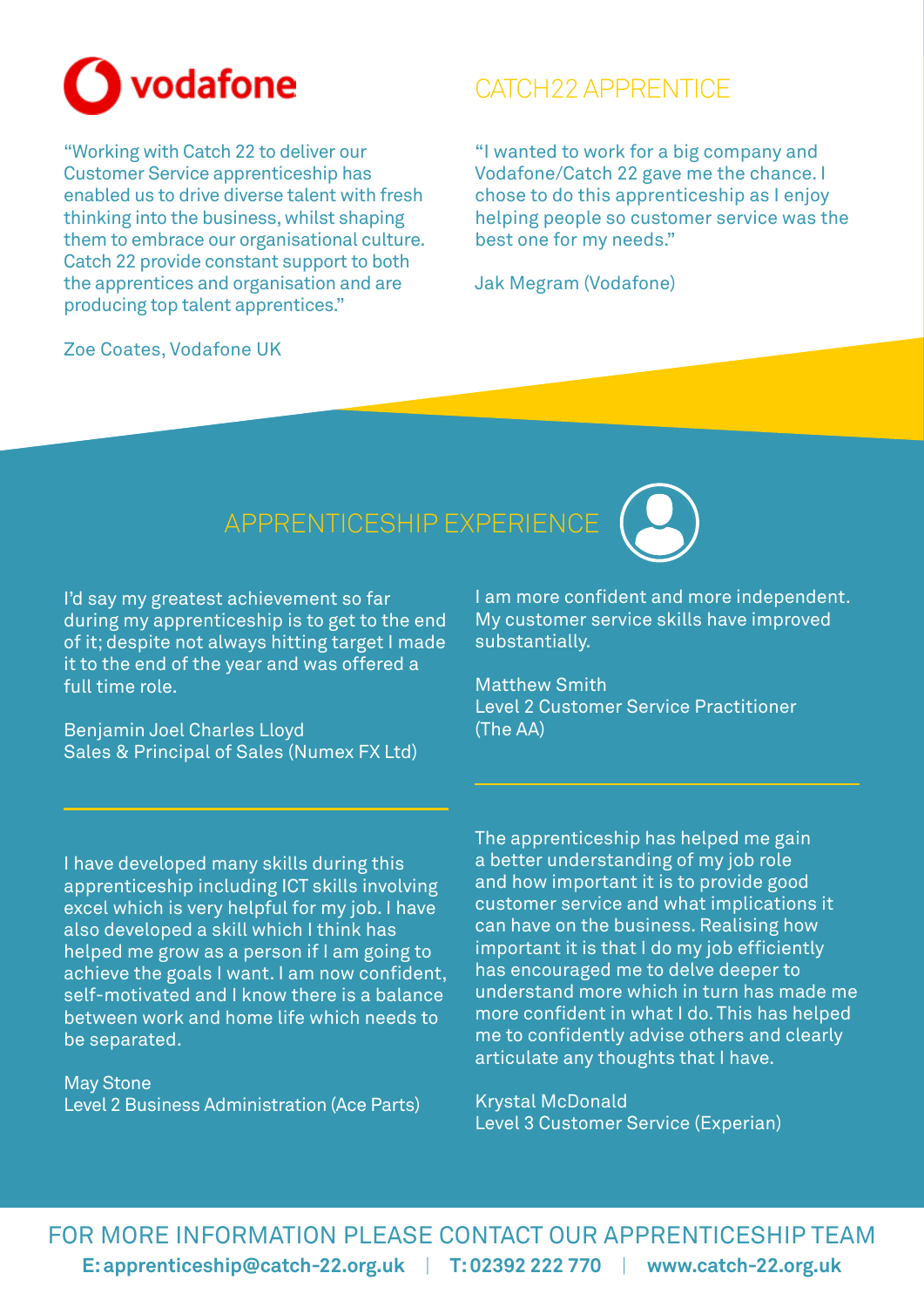vodafone

"Working with Catch 22 to deliver our Customer Service apprenticeship has enabled us to drive diverse talent with fresh thinking into the business, whilst shaping them to embrace our organisational culture. Catch 22 provide constant support to both the apprentices and organisation and are producing top talent apprentices."

Zoe Coates, Vodafone UK

## CATCH22 APPRENTICE

"I wanted to work for a big company and Vodafone/Catch 22 gave me the chance. I chose to do this apprenticeship as I enjoy helping people so customer service was the best one for my needs."

Jak Megram (Vodafone)

## APPRENTICESHIP EXPERIENCE

I'd say my greatest achievement so far during my apprenticeship is to get to the end of it; despite not always hitting target I made it to the end of the year and was offered a full time role.

Benjamin Joel Charles Lloyd
Sales & Principal of Sales (Numex FX Ltd)

I am more confident and more independent. My customer service skills have improved substantially.

Matthew Smith
Level 2 Customer Service Practitioner (The AA)

I have developed many skills during this apprenticeship including ICT skills involving excel which is very helpful for my job. I have also developed a skill which I think has helped me grow as a person if I am going to achieve the goals I want. I am now confident, self-motivated and I know there is a balance between work and home life which needs to be separated.

May Stone
Level 2 Business Administration (Ace Parts)

The apprenticeship has helped me gain a better understanding of my job role and how important it is to provide good customer service and what implications it can have on the business. Realising how important it is that I do my job efficiently has encouraged me to delve deeper to understand more which in turn has made me more confident in what I do. This has helped me to confidently advise others and clearly articulate any thoughts that I have.

Krystal McDonald
Level 3 Customer Service (Experian)

FOR MORE INFORMATION PLEASE CONTACT OUR APPRENTICESHIP TEAM

**E: apprenticeship@catch-22.org.uk** | **T: 02392 222 770** | **www.catch-22.org.uk**